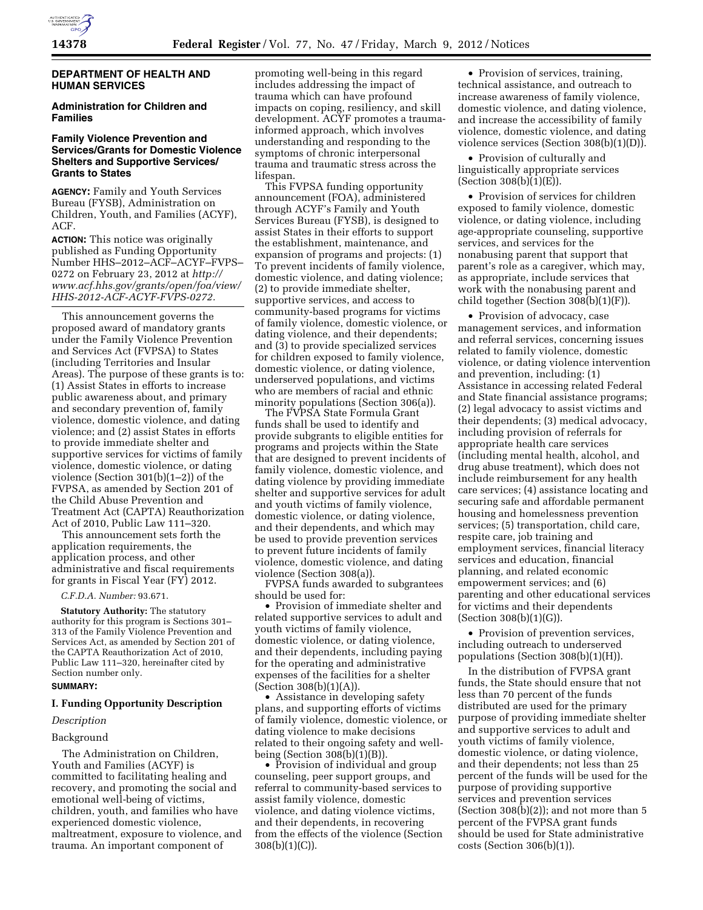## DEPARTMENT OF HEALTH AND HUMAN SERVICES

### Administration for Children and Families

### Family Violence Prevention and Services/Grants for Domestic Violence Shelters and Supportive Services/Grants to States

**AGENCY:** Family and Youth Services Bureau (FYSB), Administration on Children, Youth, and Families (ACYF), ACF.

**ACTION:** This notice was originally published as Funding Opportunity Number HHS–2012–ACF–ACYF–FVPS–0272 on February 23, 2012 at *http://www.acf.hhs.gov/grants/open/foa/view/HHS-2012-ACF-ACYF-FVPS-0272.*

This announcement governs the proposed award of mandatory grants under the Family Violence Prevention and Services Act (FVPSA) to States (including Territories and Insular Areas). The purpose of these grants is to: (1) Assist States in efforts to increase public awareness about, and primary and secondary prevention of, family violence, domestic violence, and dating violence; and (2) assist States in efforts to provide immediate shelter and supportive services for victims of family violence, domestic violence, or dating violence (Section 301(b)(1–2)) of the FVPSA, as amended by Section 201 of the Child Abuse Prevention and Treatment Act (CAPTA) Reauthorization Act of 2010, Public Law 111–320.

This announcement sets forth the application requirements, the application process, and other administrative and fiscal requirements for grants in Fiscal Year (FY) 2012.

*C.F.D.A. Number:* 93.671.

**Statutory Authority:** The statutory authority for this program is Sections 301–313 of the Family Violence Prevention and Services Act, as amended by Section 201 of the CAPTA Reauthorization Act of 2010, Public Law 111–320, hereinafter cited by Section number only.

**SUMMARY:**

### I. Funding Opportunity Description

*Description*

Background

The Administration on Children, Youth and Families (ACYF) is committed to facilitating healing and recovery, and promoting the social and emotional well-being of victims, children, youth, and families who have experienced domestic violence, maltreatment, exposure to violence, and trauma. An important component of promoting well-being in this regard includes addressing the impact of trauma which can have profound impacts on coping, resiliency, and skill development. ACYF promotes a trauma-informed approach, which involves understanding and responding to the symptoms of chronic interpersonal trauma and traumatic stress across the lifespan.

This FVPSA funding opportunity announcement (FOA), administered through ACYF's Family and Youth Services Bureau (FYSB), is designed to assist States in their efforts to support the establishment, maintenance, and expansion of programs and projects: (1) To prevent incidents of family violence, domestic violence, and dating violence; (2) to provide immediate shelter, supportive services, and access to community-based programs for victims of family violence, domestic violence, or dating violence, and their dependents; and (3) to provide specialized services for children exposed to family violence, domestic violence, or dating violence, underserved populations, and victims who are members of racial and ethnic minority populations (Section 306(a)).

The FVPSA State Formula Grant funds shall be used to identify and provide subgrants to eligible entities for programs and projects within the State that are designed to prevent incidents of family violence, domestic violence, and dating violence by providing immediate shelter and supportive services for adult and youth victims of family violence, domestic violence, or dating violence, and their dependents, and which may be used to provide prevention services to prevent future incidents of family violence, domestic violence, and dating violence (Section 308(a)).

FVPSA funds awarded to subgrantees should be used for:

- Provision of immediate shelter and related supportive services to adult and youth victims of family violence, domestic violence, or dating violence, and their dependents, including paying for the operating and administrative expenses of the facilities for a shelter (Section 308(b)(1)(A)).
- Assistance in developing safety plans, and supporting efforts of victims of family violence, domestic violence, or dating violence to make decisions related to their ongoing safety and well-being (Section 308(b)(1)(B)).
- Provision of individual and group counseling, peer support groups, and referral to community-based services to assist family violence, domestic violence, and dating violence victims, and their dependents, in recovering from the effects of the violence (Section 308(b)(1)(C)).
- Provision of services, training, technical assistance, and outreach to increase awareness of family violence, domestic violence, and dating violence, and increase the accessibility of family violence, domestic violence, and dating violence services (Section 308(b)(1)(D)).
- Provision of culturally and linguistically appropriate services (Section 308(b)(1)(E)).
- Provision of services for children exposed to family violence, domestic violence, or dating violence, including age-appropriate counseling, supportive services, and services for the nonabusing parent that support that parent's role as a caregiver, which may, as appropriate, include services that work with the nonabusing parent and child together (Section 308(b)(1)(F)).
- Provision of advocacy, case management services, and information and referral services, concerning issues related to family violence, domestic violence, or dating violence intervention and prevention, including: (1) Assistance in accessing related Federal and State financial assistance programs; (2) legal advocacy to assist victims and their dependents; (3) medical advocacy, including provision of referrals for appropriate health care services (including mental health, alcohol, and drug abuse treatment), which does not include reimbursement for any health care services; (4) assistance locating and securing safe and affordable permanent housing and homelessness prevention services; (5) transportation, child care, respite care, job training and employment services, financial literacy services and education, financial planning, and related economic empowerment services; and (6) parenting and other educational services for victims and their dependents (Section 308(b)(1)(G)).
- Provision of prevention services, including outreach to underserved populations (Section 308(b)(1)(H)).

In the distribution of FVPSA grant funds, the State should ensure that not less than 70 percent of the funds distributed are used for the primary purpose of providing immediate shelter and supportive services to adult and youth victims of family violence, domestic violence, or dating violence, and their dependents; not less than 25 percent of the funds will be used for the purpose of providing supportive services and prevention services (Section 308(b)(2)); and not more than 5 percent of the FVPSA grant funds should be used for State administrative costs (Section 306(b)(1)).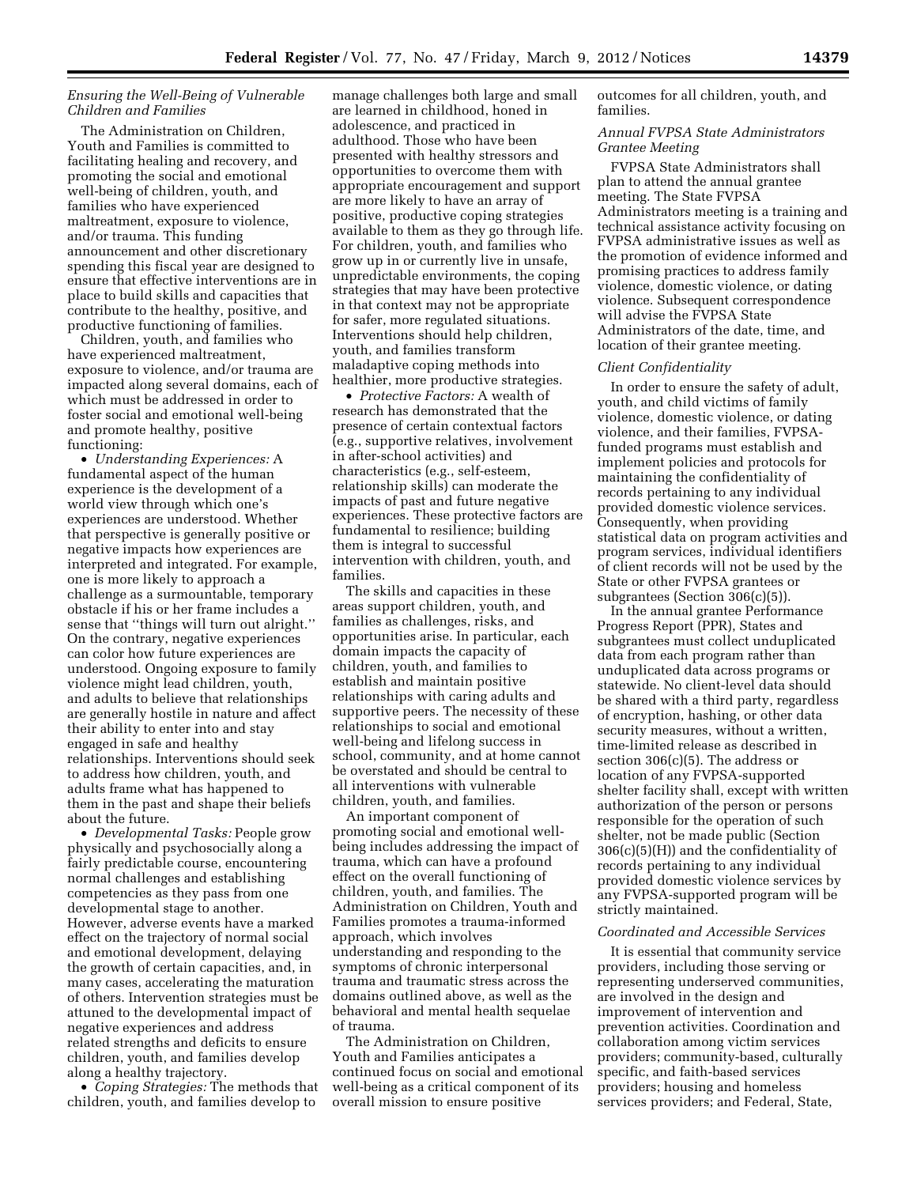### *Ensuring the Well-Being of Vulnerable Children and Families*

The Administration on Children, Youth and Families is committed to facilitating healing and recovery, and promoting the social and emotional well-being of children, youth, and families who have experienced maltreatment, exposure to violence, and/or trauma. This funding announcement and other discretionary spending this fiscal year are designed to ensure that effective interventions are in place to build skills and capacities that contribute to the healthy, positive, and productive functioning of families.

Children, youth, and families who have experienced maltreatment, exposure to violence, and/or trauma are impacted along several domains, each of which must be addressed in order to foster social and emotional well-being and promote healthy, positive functioning:

- *Understanding Experiences:* A fundamental aspect of the human experience is the development of a world view through which one's experiences are understood. Whether that perspective is generally positive or negative impacts how experiences are interpreted and integrated. For example, one is more likely to approach a challenge as a surmountable, temporary obstacle if his or her frame includes a sense that ''things will turn out alright.'' On the contrary, negative experiences can color how future experiences are understood. Ongoing exposure to family violence might lead children, youth, and adults to believe that relationships are generally hostile in nature and affect their ability to enter into and stay engaged in safe and healthy relationships. Interventions should seek to address how children, youth, and adults frame what has happened to them in the past and shape their beliefs about the future.
- *Developmental Tasks:* People grow physically and psychosocially along a fairly predictable course, encountering normal challenges and establishing competencies as they pass from one developmental stage to another. However, adverse events have a marked effect on the trajectory of normal social and emotional development, delaying the growth of certain capacities, and, in many cases, accelerating the maturation of others. Intervention strategies must be attuned to the developmental impact of negative experiences and address related strengths and deficits to ensure children, youth, and families develop along a healthy trajectory.
- *Coping Strategies:* The methods that children, youth, and families develop to manage challenges both large and small are learned in childhood, honed in adolescence, and practiced in adulthood. Those who have been presented with healthy stressors and opportunities to overcome them with appropriate encouragement and support are more likely to have an array of positive, productive coping strategies available to them as they go through life. For children, youth, and families who grow up in or currently live in unsafe, unpredictable environments, the coping strategies that may have been protective in that context may not be appropriate for safer, more regulated situations. Interventions should help children, youth, and families transform maladaptive coping methods into healthier, more productive strategies.
- *Protective Factors:* A wealth of research has demonstrated that the presence of certain contextual factors (e.g., supportive relatives, involvement in after-school activities) and characteristics (e.g., self-esteem, relationship skills) can moderate the impacts of past and future negative experiences. These protective factors are fundamental to resilience; building them is integral to successful intervention with children, youth, and families.

The skills and capacities in these areas support children, youth, and families as challenges, risks, and opportunities arise. In particular, each domain impacts the capacity of children, youth, and families to establish and maintain positive relationships with caring adults and supportive peers. The necessity of these relationships to social and emotional well-being and lifelong success in school, community, and at home cannot be overstated and should be central to all interventions with vulnerable children, youth, and families.

An important component of promoting social and emotional well-being includes addressing the impact of trauma, which can have a profound effect on the overall functioning of children, youth, and families. The Administration on Children, Youth and Families promotes a trauma-informed approach, which involves understanding and responding to the symptoms of chronic interpersonal trauma and traumatic stress across the domains outlined above, as well as the behavioral and mental health sequelae of trauma.

The Administration on Children, Youth and Families anticipates a continued focus on social and emotional well-being as a critical component of its overall mission to ensure positive outcomes for all children, youth, and families.

### *Annual FVPSA State Administrators Grantee Meeting*

FVPSA State Administrators shall plan to attend the annual grantee meeting. The State FVPSA Administrators meeting is a training and technical assistance activity focusing on FVPSA administrative issues as well as the promotion of evidence informed and promising practices to address family violence, domestic violence, or dating violence. Subsequent correspondence will advise the FVPSA State Administrators of the date, time, and location of their grantee meeting.

### *Client Confidentiality*

In order to ensure the safety of adult, youth, and child victims of family violence, domestic violence, or dating violence, and their families, FVPSA-funded programs must establish and implement policies and protocols for maintaining the confidentiality of records pertaining to any individual provided domestic violence services. Consequently, when providing statistical data on program activities and program services, individual identifiers of client records will not be used by the State or other FVPSA grantees or subgrantees (Section 306(c)(5)).

In the annual grantee Performance Progress Report (PPR), States and subgrantees must collect unduplicated data from each program rather than unduplicated data across programs or statewide. No client-level data should be shared with a third party, regardless of encryption, hashing, or other data security measures, without a written, time-limited release as described in section 306(c)(5). The address or location of any FVPSA-supported shelter facility shall, except with written authorization of the person or persons responsible for the operation of such shelter, not be made public (Section 306(c)(5)(H)) and the confidentiality of records pertaining to any individual provided domestic violence services by any FVPSA-supported program will be strictly maintained.

### *Coordinated and Accessible Services*

It is essential that community service providers, including those serving or representing underserved communities, are involved in the design and improvement of intervention and prevention activities. Coordination and collaboration among victim services providers; community-based, culturally specific, and faith-based services providers; housing and homeless services providers; and Federal, State,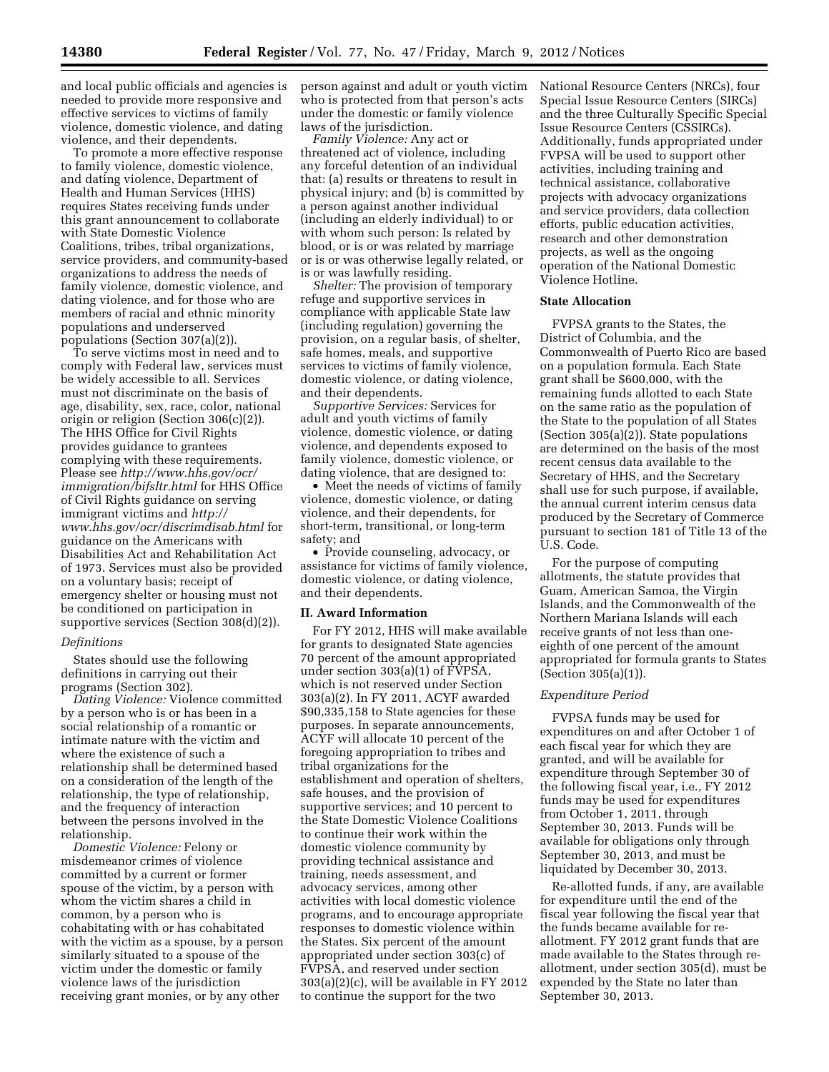and local public officials and agencies is needed to provide more responsive and effective services to victims of family violence, domestic violence, and dating violence, and their dependents.

To promote a more effective response to family violence, domestic violence, and dating violence, Department of Health and Human Services (HHS) requires States receiving funds under this grant announcement to collaborate with State Domestic Violence Coalitions, tribes, tribal organizations, service providers, and community-based organizations to address the needs of family violence, domestic violence, and dating violence, and for those who are members of racial and ethnic minority populations and underserved populations (Section 307(a)(2)).

To serve victims most in need and to comply with Federal law, services must be widely accessible to all. Services must not discriminate on the basis of age, disability, sex, race, color, national origin or religion (Section 306(c)(2)). The HHS Office for Civil Rights provides guidance to grantees complying with these requirements. Please see *http://www.hhs.gov/ocr/immigration/bifsltr.html* for HHS Office of Civil Rights guidance on serving immigrant victims and *http://www.hhs.gov/ocr/discrimdisab.html* for guidance on the Americans with Disabilities Act and Rehabilitation Act of 1973. Services must also be provided on a voluntary basis; receipt of emergency shelter or housing must not be conditioned on participation in supportive services (Section 308(d)(2)).

### *Definitions*

States should use the following definitions in carrying out their programs (Section 302).

*Dating Violence:* Violence committed by a person who is or has been in a social relationship of a romantic or intimate nature with the victim and where the existence of such a relationship shall be determined based on a consideration of the length of the relationship, the type of relationship, and the frequency of interaction between the persons involved in the relationship.

*Domestic Violence:* Felony or misdemeanor crimes of violence committed by a current or former spouse of the victim, by a person with whom the victim shares a child in common, by a person who is cohabitating with or has cohabitated with the victim as a spouse, by a person similarly situated to a spouse of the victim under the domestic or family violence laws of the jurisdiction receiving grant monies, or by any other person against and adult or youth victim who is protected from that person's acts under the domestic or family violence laws of the jurisdiction.

*Family Violence:* Any act or threatened act of violence, including any forceful detention of an individual that: (a) results or threatens to result in physical injury; and (b) is committed by a person against another individual (including an elderly individual) to or with whom such person: Is related by blood, or is or was related by marriage or is or was otherwise legally related, or is or was lawfully residing.

*Shelter:* The provision of temporary refuge and supportive services in compliance with applicable State law (including regulation) governing the provision, on a regular basis, of shelter, safe homes, meals, and supportive services to victims of family violence, domestic violence, or dating violence, and their dependents.

*Supportive Services:* Services for adult and youth victims of family violence, domestic violence, or dating violence, and dependents exposed to family violence, domestic violence, or dating violence, that are designed to:

- Meet the needs of victims of family violence, domestic violence, or dating violence, and their dependents, for short-term, transitional, or long-term safety; and
- Provide counseling, advocacy, or assistance for victims of family violence, domestic violence, or dating violence, and their dependents.

## II. Award Information

For FY 2012, HHS will make available for grants to designated State agencies 70 percent of the amount appropriated under section 303(a)(1) of FVPSA, which is not reserved under Section 303(a)(2). In FY 2011, ACYF awarded $90,335,158 to State agencies for these purposes. In separate announcements, ACYF will allocate 10 percent of the foregoing appropriation to tribes and tribal organizations for the establishment and operation of shelters, safe houses, and the provision of supportive services; and 10 percent to the State Domestic Violence Coalitions to continue their work within the domestic violence community by providing technical assistance and training, needs assessment, and advocacy services, among other activities with local domestic violence programs, and to encourage appropriate responses to domestic violence within the States. Six percent of the amount appropriated under section 303(c) of FVPSA, and reserved under section 303(a)(2)(c), will be available in FY 2012 to continue the support for the two National Resource Centers (NRCs), four Special Issue Resource Centers (SIRCs) and the three Culturally Specific Special Issue Resource Centers (CSSIRCs). Additionally, funds appropriated under FVPSA will be used to support other activities, including training and technical assistance, collaborative projects with advocacy organizations and service providers, data collection efforts, public education activities, research and other demonstration projects, as well as the ongoing operation of the National Domestic Violence Hotline.

### State Allocation

FVPSA grants to the States, the District of Columbia, and the Commonwealth of Puerto Rico are based on a population formula. Each State grant shall be $600,000, with the remaining funds allotted to each State on the same ratio as the population of the State to the population of all States (Section 305(a)(2)). State populations are determined on the basis of the most recent census data available to the Secretary of HHS, and the Secretary shall use for such purpose, if available, the annual current interim census data produced by the Secretary of Commerce pursuant to section 181 of Title 13 of the U.S. Code.

For the purpose of computing allotments, the statute provides that Guam, American Samoa, the Virgin Islands, and the Commonwealth of the Northern Mariana Islands will each receive grants of not less than one-eighth of one percent of the amount appropriated for formula grants to States (Section 305(a)(1)).

### *Expenditure Period*

FVPSA funds may be used for expenditures on and after October 1 of each fiscal year for which they are granted, and will be available for expenditure through September 30 of the following fiscal year, i.e., FY 2012 funds may be used for expenditures from October 1, 2011, through September 30, 2013. Funds will be available for obligations only through September 30, 2013, and must be liquidated by December 30, 2013.

Re-allotted funds, if any, are available for expenditure until the end of the fiscal year following the fiscal year that the funds became available for re-allotment. FY 2012 grant funds that are made available to the States through re-allotment, under section 305(d), must be expended by the State no later than September 30, 2013.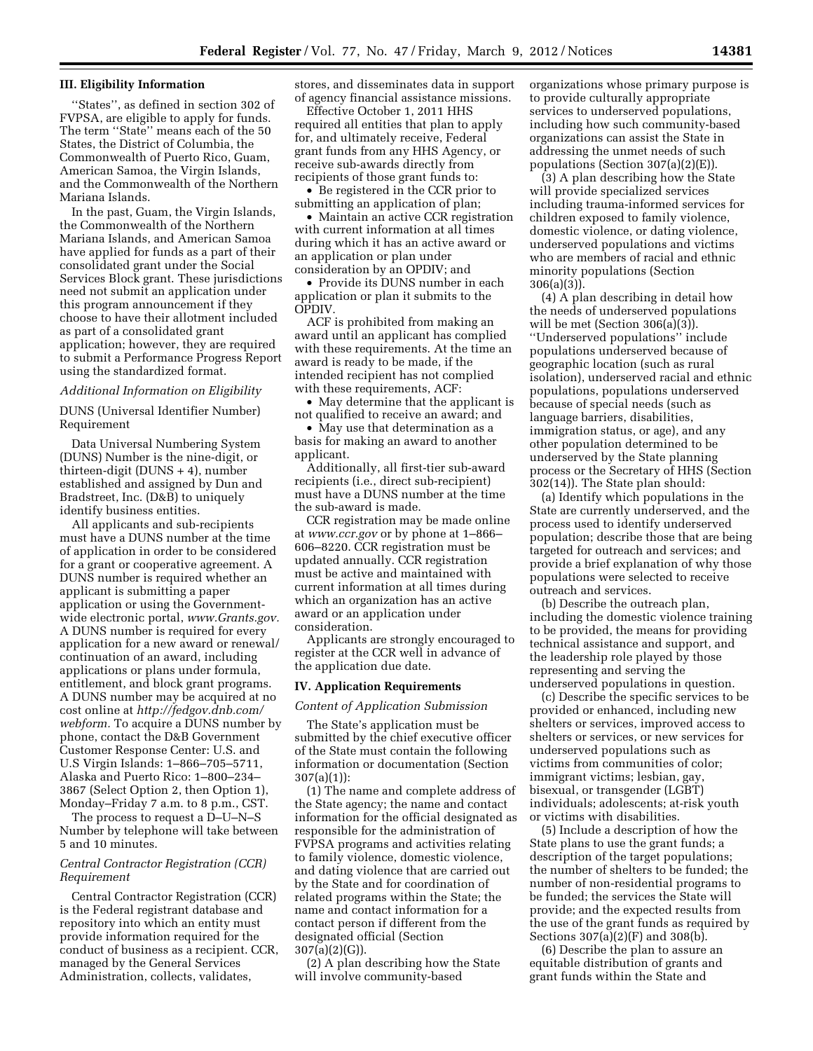## III. Eligibility Information

''States'', as defined in section 302 of FVPSA, are eligible to apply for funds. The term ''State'' means each of the 50 States, the District of Columbia, the Commonwealth of Puerto Rico, Guam, American Samoa, the Virgin Islands, and the Commonwealth of the Northern Mariana Islands.

In the past, Guam, the Virgin Islands, the Commonwealth of the Northern Mariana Islands, and American Samoa have applied for funds as a part of their consolidated grant under the Social Services Block grant. These jurisdictions need not submit an application under this program announcement if they choose to have their allotment included as part of a consolidated grant application; however, they are required to submit a Performance Progress Report using the standardized format.

### *Additional Information on Eligibility*

DUNS (Universal Identifier Number) Requirement

Data Universal Numbering System (DUNS) Number is the nine-digit, or thirteen-digit (DUNS + 4), number established and assigned by Dun and Bradstreet, Inc. (D&B) to uniquely identify business entities.

All applicants and sub-recipients must have a DUNS number at the time of application in order to be considered for a grant or cooperative agreement. A DUNS number is required whether an applicant is submitting a paper application or using the Government-wide electronic portal, *www.Grants.gov.* A DUNS number is required for every application for a new award or renewal/continuation of an award, including applications or plans under formula, entitlement, and block grant programs. A DUNS number may be acquired at no cost online at *http://fedgov.dnb.com/webform.* To acquire a DUNS number by phone, contact the D&B Government Customer Response Center: U.S. and U.S Virgin Islands: 1–866–705–5711, Alaska and Puerto Rico: 1–800–234–3867 (Select Option 2, then Option 1), Monday–Friday 7 a.m. to 8 p.m., CST.

The process to request a D–U–N–S Number by telephone will take between 5 and 10 minutes.

### *Central Contractor Registration (CCR) Requirement*

Central Contractor Registration (CCR) is the Federal registrant database and repository into which an entity must provide information required for the conduct of business as a recipient. CCR, managed by the General Services Administration, collects, validates, stores, and disseminates data in support of agency financial assistance missions.

Effective October 1, 2011 HHS required all entities that plan to apply for, and ultimately receive, Federal grant funds from any HHS Agency, or receive sub-awards directly from recipients of those grant funds to:

- Be registered in the CCR prior to submitting an application of plan;
- Maintain an active CCR registration with current information at all times during which it has an active award or an application or plan under consideration by an OPDIV; and
- Provide its DUNS number in each application or plan it submits to the OPDIV.

ACF is prohibited from making an award until an applicant has complied with these requirements. At the time an award is ready to be made, if the intended recipient has not complied with these requirements, ACF:

- May determine that the applicant is not qualified to receive an award; and
- May use that determination as a basis for making an award to another applicant.

Additionally, all first-tier sub-award recipients (i.e., direct sub-recipient) must have a DUNS number at the time the sub-award is made.

CCR registration may be made online at *www.ccr.gov* or by phone at 1–866–606–8220. CCR registration must be updated annually. CCR registration must be active and maintained with current information at all times during which an organization has an active award or an application under consideration.

Applicants are strongly encouraged to register at the CCR well in advance of the application due date.

## IV. Application Requirements

### *Content of Application Submission*

The State's application must be submitted by the chief executive officer of the State must contain the following information or documentation (Section 307(a)(1)):

(1) The name and complete address of the State agency; the name and contact information for the official designated as responsible for the administration of FVPSA programs and activities relating to family violence, domestic violence, and dating violence that are carried out by the State and for coordination of related programs within the State; the name and contact information for a contact person if different from the designated official (Section 307(a)(2)(G)).

(2) A plan describing how the State will involve community-based organizations whose primary purpose is to provide culturally appropriate services to underserved populations, including how such community-based organizations can assist the State in addressing the unmet needs of such populations (Section 307(a)(2)(E)).

(3) A plan describing how the State will provide specialized services including trauma-informed services for children exposed to family violence, domestic violence, or dating violence, underserved populations and victims who are members of racial and ethnic minority populations (Section 306(a)(3)).

(4) A plan describing in detail how the needs of underserved populations will be met (Section 306(a)(3)). ''Underserved populations'' include populations underserved because of geographic location (such as rural isolation), underserved racial and ethnic populations, populations underserved because of special needs (such as language barriers, disabilities, immigration status, or age), and any other population determined to be underserved by the State planning process or the Secretary of HHS (Section 302(14)). The State plan should:

(a) Identify which populations in the State are currently underserved, and the process used to identify underserved population; describe those that are being targeted for outreach and services; and provide a brief explanation of why those populations were selected to receive outreach and services.

(b) Describe the outreach plan, including the domestic violence training to be provided, the means for providing technical assistance and support, and the leadership role played by those representing and serving the underserved populations in question.

(c) Describe the specific services to be provided or enhanced, including new shelters or services, improved access to shelters or services, or new services for underserved populations such as victims from communities of color; immigrant victims; lesbian, gay, bisexual, or transgender (LGBT) individuals; adolescents; at-risk youth or victims with disabilities.

(5) Include a description of how the State plans to use the grant funds; a description of the target populations; the number of shelters to be funded; the number of non-residential programs to be funded; the services the State will provide; and the expected results from the use of the grant funds as required by Sections 307(a)(2)(F) and 308(b).

(6) Describe the plan to assure an equitable distribution of grants and grant funds within the State and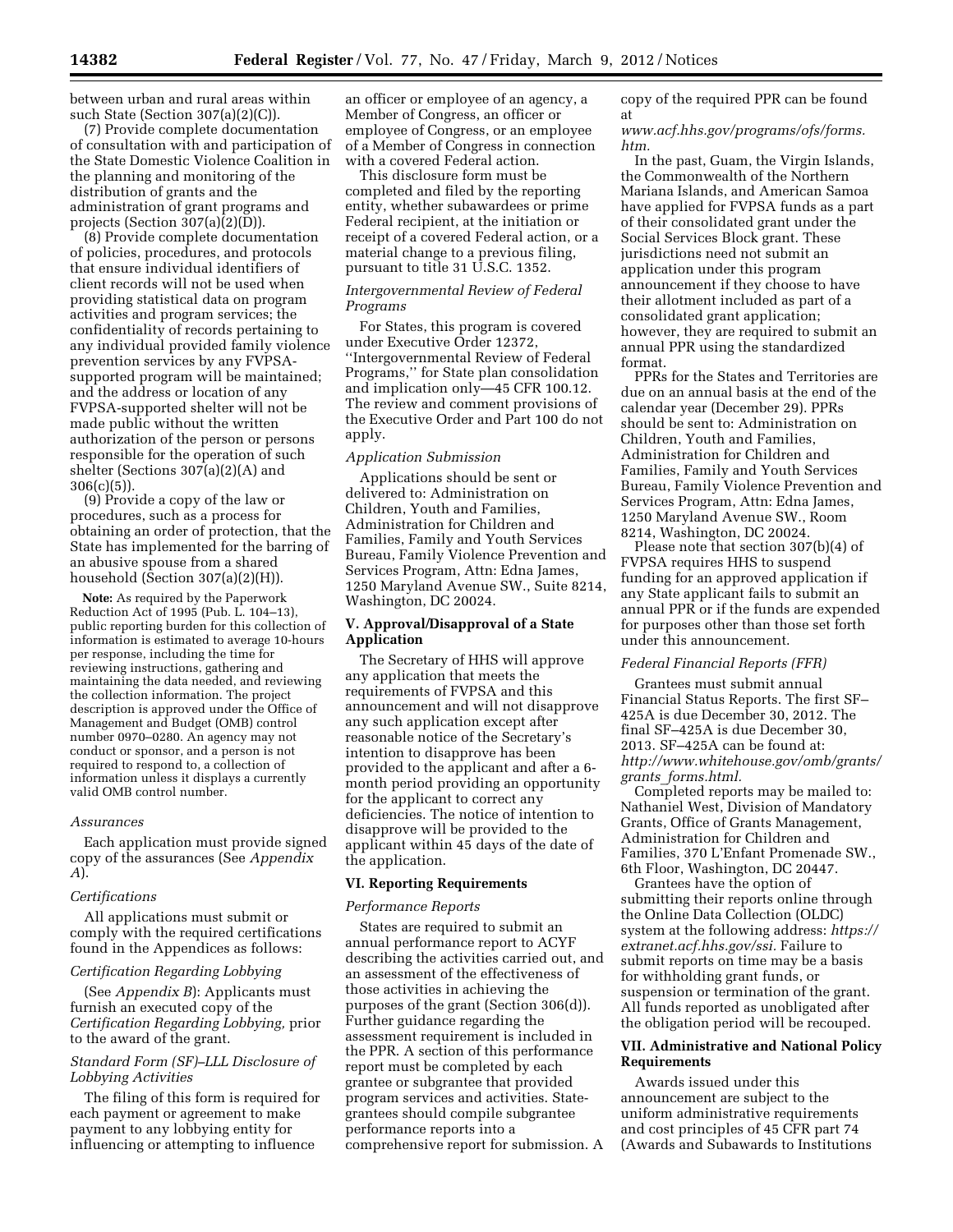between urban and rural areas within such State (Section 307(a)(2)(C)).

(7) Provide complete documentation of consultation with and participation of the State Domestic Violence Coalition in the planning and monitoring of the distribution of grants and the administration of grant programs and projects (Section 307(a)(2)(D)).

(8) Provide complete documentation of policies, procedures, and protocols that ensure individual identifiers of client records will not be used when providing statistical data on program activities and program services; the confidentiality of records pertaining to any individual provided family violence prevention services by any FVPSA-supported program will be maintained; and the address or location of any FVPSA-supported shelter will not be made public without the written authorization of the person or persons responsible for the operation of such shelter (Sections 307(a)(2)(A) and 306(c)(5)).

(9) Provide a copy of the law or procedures, such as a process for obtaining an order of protection, that the State has implemented for the barring of an abusive spouse from a shared household (Section 307(a)(2)(H)).

**Note:** As required by the Paperwork Reduction Act of 1995 (Pub. L. 104–13), public reporting burden for this collection of information is estimated to average 10-hours per response, including the time for reviewing instructions, gathering and maintaining the data needed, and reviewing the collection information. The project description is approved under the Office of Management and Budget (OMB) control number 0970–0280. An agency may not conduct or sponsor, and a person is not required to respond to, a collection of information unless it displays a currently valid OMB control number.

*Assurances*

Each application must provide signed copy of the assurances (See *Appendix A*).

*Certifications*

All applications must submit or comply with the required certifications found in the Appendices as follows:

*Certification Regarding Lobbying*

(See *Appendix B*): Applicants must furnish an executed copy of the *Certification Regarding Lobbying,* prior to the award of the grant.

*Standard Form (SF)–LLL Disclosure of Lobbying Activities*

The filing of this form is required for each payment or agreement to make payment to any lobbying entity for influencing or attempting to influence an officer or employee of an agency, a Member of Congress, an officer or employee of Congress, or an employee of a Member of Congress in connection with a covered Federal action.

This disclosure form must be completed and filed by the reporting entity, whether subawardees or prime Federal recipient, at the initiation or receipt of a covered Federal action, or a material change to a previous filing, pursuant to title 31 U.S.C. 1352.

*Intergovernmental Review of Federal Programs*

For States, this program is covered under Executive Order 12372, ''Intergovernmental Review of Federal Programs,'' for State plan consolidation and implication only—45 CFR 100.12. The review and comment provisions of the Executive Order and Part 100 do not apply.

*Application Submission*

Applications should be sent or delivered to: Administration on Children, Youth and Families, Administration for Children and Families, Family and Youth Services Bureau, Family Violence Prevention and Services Program, Attn: Edna James, 1250 Maryland Avenue SW., Suite 8214, Washington, DC 20024.

## V. Approval/Disapproval of a State Application

The Secretary of HHS will approve any application that meets the requirements of FVPSA and this announcement and will not disapprove any such application except after reasonable notice of the Secretary's intention to disapprove has been provided to the applicant and after a 6-month period providing an opportunity for the applicant to correct any deficiencies. The notice of intention to disapprove will be provided to the applicant within 45 days of the date of the application.

## VI. Reporting Requirements

*Performance Reports*

States are required to submit an annual performance report to ACYF describing the activities carried out, and an assessment of the effectiveness of those activities in achieving the purposes of the grant (Section 306(d)). Further guidance regarding the assessment requirement is included in the PPR. A section of this performance report must be completed by each grantee or subgrantee that provided program services and activities. State-grantees should compile subgrantee performance reports into a comprehensive report for submission. A copy of the required PPR can be found at *www.acf.hhs.gov/programs/ofs/forms.htm.*

In the past, Guam, the Virgin Islands, the Commonwealth of the Northern Mariana Islands, and American Samoa have applied for FVPSA funds as a part of their consolidated grant under the Social Services Block grant. These jurisdictions need not submit an application under this program announcement if they choose to have their allotment included as part of a consolidated grant application; however, they are required to submit an annual PPR using the standardized format.

PPRs for the States and Territories are due on an annual basis at the end of the calendar year (December 29). PPRs should be sent to: Administration on Children, Youth and Families, Administration for Children and Families, Family and Youth Services Bureau, Family Violence Prevention and Services Program, Attn: Edna James, 1250 Maryland Avenue SW., Room 8214, Washington, DC 20024.

Please note that section 307(b)(4) of FVPSA requires HHS to suspend funding for an approved application if any State applicant fails to submit an annual PPR or if the funds are expended for purposes other than those set forth under this announcement.

*Federal Financial Reports (FFR)*

Grantees must submit annual Financial Status Reports. The first SF–425A is due December 30, 2012. The final SF–425A is due December 30, 2013. SF–425A can be found at: *http://www.whitehouse.gov/omb/grants/grants_forms.html.*

Completed reports may be mailed to: Nathaniel West, Division of Mandatory Grants, Office of Grants Management, Administration for Children and Families, 370 L'Enfant Promenade SW., 6th Floor, Washington, DC 20447.

Grantees have the option of submitting their reports online through the Online Data Collection (OLDC) system at the following address: *https://extranet.acf.hhs.gov/ssi.* Failure to submit reports on time may be a basis for withholding grant funds, or suspension or termination of the grant. All funds reported as unobligated after the obligation period will be recouped.

## VII. Administrative and National Policy Requirements

Awards issued under this announcement are subject to the uniform administrative requirements and cost principles of 45 CFR part 74 (Awards and Subawards to Institutions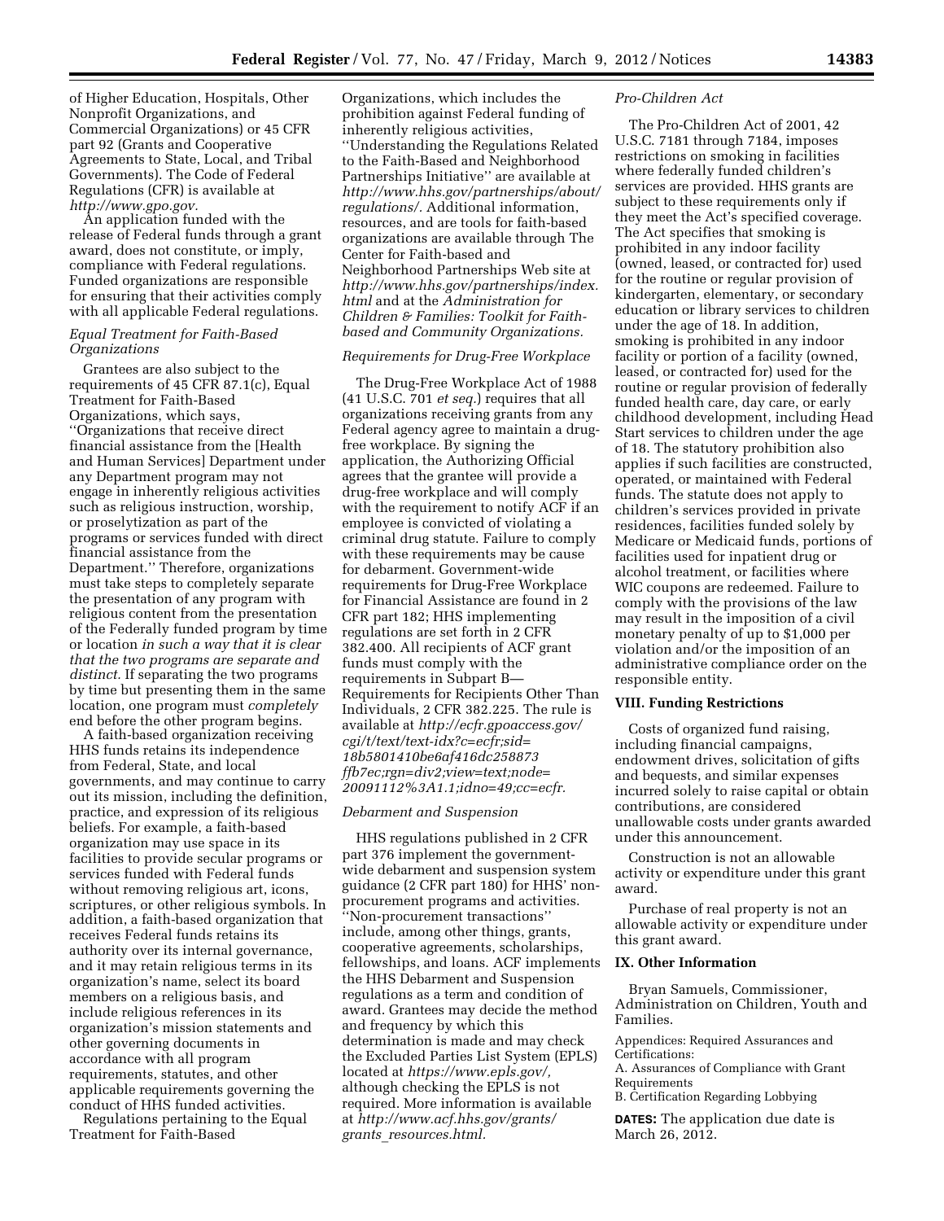of Higher Education, Hospitals, Other Nonprofit Organizations, and Commercial Organizations) or 45 CFR part 92 (Grants and Cooperative Agreements to State, Local, and Tribal Governments). The Code of Federal Regulations (CFR) is available at *http://www.gpo.gov.*

An application funded with the release of Federal funds through a grant award, does not constitute, or imply, compliance with Federal regulations. Funded organizations are responsible for ensuring that their activities comply with all applicable Federal regulations.

*Equal Treatment for Faith-Based Organizations*

Grantees are also subject to the requirements of 45 CFR 87.1(c), Equal Treatment for Faith-Based Organizations, which says, ''Organizations that receive direct financial assistance from the [Health and Human Services] Department under any Department program may not engage in inherently religious activities such as religious instruction, worship, or proselytization as part of the programs or services funded with direct financial assistance from the Department.'' Therefore, organizations must take steps to completely separate the presentation of any program with religious content from the presentation of the Federally funded program by time or location *in such a way that it is clear that the two programs are separate and distinct.* If separating the two programs by time but presenting them in the same location, one program must *completely* end before the other program begins.

A faith-based organization receiving HHS funds retains its independence from Federal, State, and local governments, and may continue to carry out its mission, including the definition, practice, and expression of its religious beliefs. For example, a faith-based organization may use space in its facilities to provide secular programs or services funded with Federal funds without removing religious art, icons, scriptures, or other religious symbols. In addition, a faith-based organization that receives Federal funds retains its authority over its internal governance, and it may retain religious terms in its organization's name, select its board members on a religious basis, and include religious references in its organization's mission statements and other governing documents in accordance with all program requirements, statutes, and other applicable requirements governing the conduct of HHS funded activities.

Regulations pertaining to the Equal Treatment for Faith-Based Organizations, which includes the prohibition against Federal funding of inherently religious activities, ''Understanding the Regulations Related to the Faith-Based and Neighborhood Partnerships Initiative'' are available at *http://www.hhs.gov/partnerships/about/regulations/*. Additional information, resources, and are tools for faith-based organizations are available through The Center for Faith-based and Neighborhood Partnerships Web site at *http://www.hhs.gov/partnerships/index.html* and at the *Administration for Children & Families: Toolkit for Faith-based and Community Organizations.*

*Requirements for Drug-Free Workplace*

The Drug-Free Workplace Act of 1988 (41 U.S.C. 701 *et seq.*) requires that all organizations receiving grants from any Federal agency agree to maintain a drug-free workplace. By signing the application, the Authorizing Official agrees that the grantee will provide a drug-free workplace and will comply with the requirement to notify ACF if an employee is convicted of violating a criminal drug statute. Failure to comply with these requirements may be cause for debarment. Government-wide requirements for Drug-Free Workplace for Financial Assistance are found in 2 CFR part 182; HHS implementing regulations are set forth in 2 CFR 382.400. All recipients of ACF grant funds must comply with the requirements in Subpart B—Requirements for Recipients Other Than Individuals, 2 CFR 382.225. The rule is available at *http://ecfr.gpoaccess.gov/cgi/t/text/text-idx?c=ecfr;sid=18b5801410be6af416dc258873ffb7ec;rgn=div2;view=text;node=20091112%3A1.1;idno=49;cc=ecfr.*

*Debarment and Suspension*

HHS regulations published in 2 CFR part 376 implement the government-wide debarment and suspension system guidance (2 CFR part 180) for HHS' non-procurement programs and activities. ''Non-procurement transactions'' include, among other things, grants, cooperative agreements, scholarships, fellowships, and loans. ACF implements the HHS Debarment and Suspension regulations as a term and condition of award. Grantees may decide the method and frequency by which this determination is made and may check the Excluded Parties List System (EPLS) located at *https://www.epls.gov/,* although checking the EPLS is not required. More information is available at *http://www.acf.hhs.gov/grants/grants_resources.html.*

*Pro-Children Act*

The Pro-Children Act of 2001, 42 U.S.C. 7181 through 7184, imposes restrictions on smoking in facilities where federally funded children's services are provided. HHS grants are subject to these requirements only if they meet the Act's specified coverage. The Act specifies that smoking is prohibited in any indoor facility (owned, leased, or contracted for) used for the routine or regular provision of kindergarten, elementary, or secondary education or library services to children under the age of 18. In addition, smoking is prohibited in any indoor facility or portion of a facility (owned, leased, or contracted for) used for the routine or regular provision of federally funded health care, day care, or early childhood development, including Head Start services to children under the age of 18. The statutory prohibition also applies if such facilities are constructed, operated, or maintained with Federal funds. The statute does not apply to children's services provided in private residences, facilities funded solely by Medicare or Medicaid funds, portions of facilities used for inpatient drug or alcohol treatment, or facilities where WIC coupons are redeemed. Failure to comply with the provisions of the law may result in the imposition of a civil monetary penalty of up to $1,000 per violation and/or the imposition of an administrative compliance order on the responsible entity.

## VIII. Funding Restrictions

Costs of organized fund raising, including financial campaigns, endowment drives, solicitation of gifts and bequests, and similar expenses incurred solely to raise capital or obtain contributions, are considered unallowable costs under grants awarded under this announcement.

Construction is not an allowable activity or expenditure under this grant award.

Purchase of real property is not an allowable activity or expenditure under this grant award.

## IX. Other Information

Bryan Samuels, Commissioner, Administration on Children, Youth and Families.

Appendices: Required Assurances and Certifications:

A. Assurances of Compliance with Grant Requirements

B. Certification Regarding Lobbying

**DATES:** The application due date is March 26, 2012.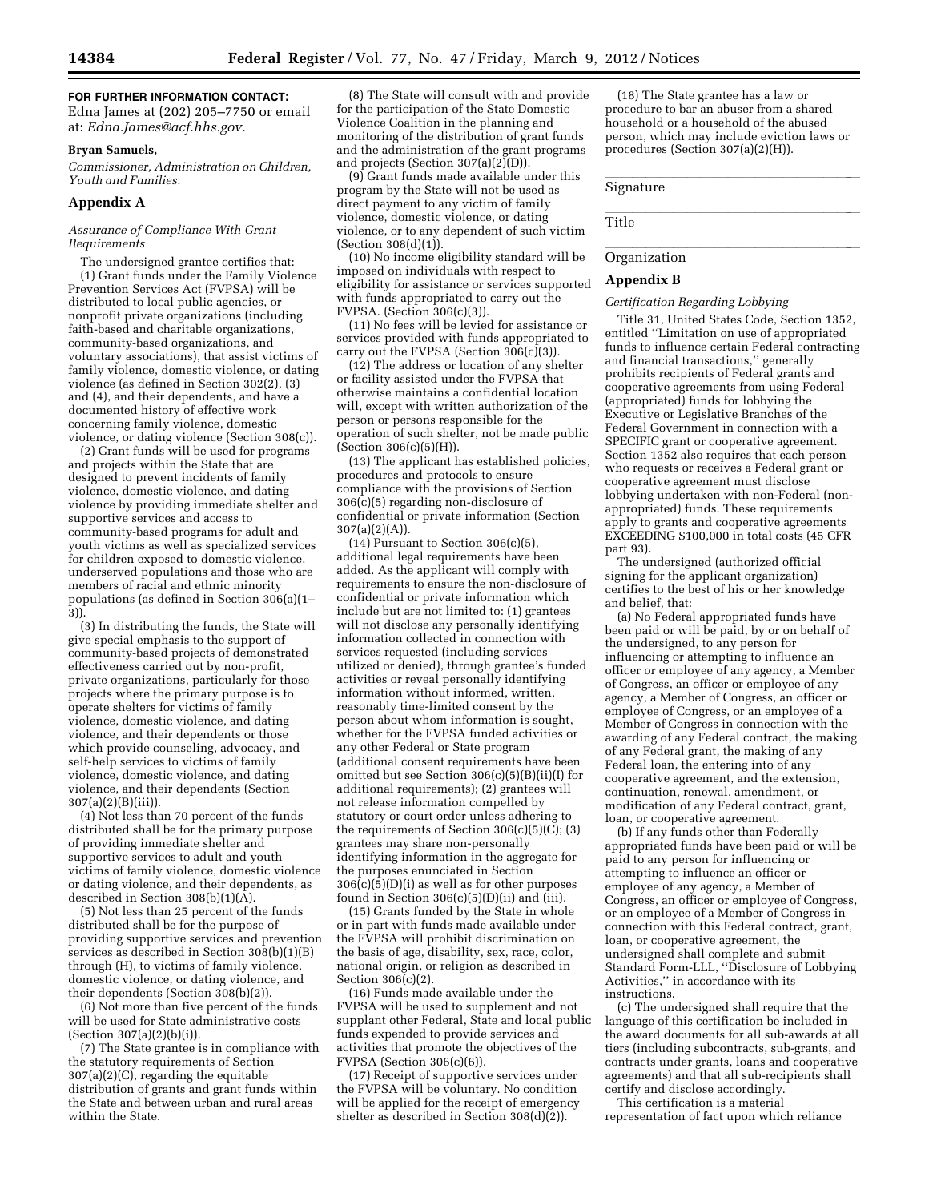**FOR FURTHER INFORMATION CONTACT:**

Edna James at (202) 205–7750 or email at: *Edna.James@acf.hhs.gov.*

**Bryan Samuels,**

*Commissioner, Administration on Children, Youth and Families.*

## Appendix A

*Assurance of Compliance With Grant Requirements*

The undersigned grantee certifies that:

(1) Grant funds under the Family Violence Prevention Services Act (FVPSA) will be distributed to local public agencies, or nonprofit private organizations (including faith-based and charitable organizations, community-based organizations, and voluntary associations), that assist victims of family violence, domestic violence, or dating violence (as defined in Section 302(2), (3) and (4), and their dependents, and have a documented history of effective work concerning family violence, domestic violence, or dating violence (Section 308(c)).

(2) Grant funds will be used for programs and projects within the State that are designed to prevent incidents of family violence, domestic violence, and dating violence by providing immediate shelter and supportive services and access to community-based programs for adult and youth victims as well as specialized services for children exposed to domestic violence, underserved populations and those who are members of racial and ethnic minority populations (as defined in Section 306(a)(1–3)).

(3) In distributing the funds, the State will give special emphasis to the support of community-based projects of demonstrated effectiveness carried out by non-profit, private organizations, particularly for those projects where the primary purpose is to operate shelters for victims of family violence, domestic violence, and dating violence, and their dependents or those which provide counseling, advocacy, and self-help services to victims of family violence, domestic violence, and dating violence, and their dependents (Section 307(a)(2)(B)(iii)).

(4) Not less than 70 percent of the funds distributed shall be for the primary purpose of providing immediate shelter and supportive services to adult and youth victims of family violence, domestic violence or dating violence, and their dependents, as described in Section 308(b)(1)(A).

(5) Not less than 25 percent of the funds distributed shall be for the purpose of providing supportive services and prevention services as described in Section 308(b)(1)(B) through (H), to victims of family violence, domestic violence, or dating violence, and their dependents (Section 308(b)(2)).

(6) Not more than five percent of the funds will be used for State administrative costs (Section 307(a)(2)(b)(i)).

(7) The State grantee is in compliance with the statutory requirements of Section 307(a)(2)(C), regarding the equitable distribution of grants and grant funds within the State and between urban and rural areas within the State.

(8) The State will consult with and provide for the participation of the State Domestic Violence Coalition in the planning and monitoring of the distribution of grant funds and the administration of the grant programs and projects (Section 307(a)(2)(D)).

(9) Grant funds made available under this program by the State will not be used as direct payment to any victim of family violence, domestic violence, or dating violence, or to any dependent of such victim (Section 308(d)(1)).

(10) No income eligibility standard will be imposed on individuals with respect to eligibility for assistance or services supported with funds appropriated to carry out the FVPSA. (Section 306(c)(3)).

(11) No fees will be levied for assistance or services provided with funds appropriated to carry out the FVPSA (Section 306(c)(3)).

(12) The address or location of any shelter or facility assisted under the FVPSA that otherwise maintains a confidential location will, except with written authorization of the person or persons responsible for the operation of such shelter, not be made public (Section 306(c)(5)(H)).

(13) The applicant has established policies, procedures and protocols to ensure compliance with the provisions of Section 306(c)(5) regarding non-disclosure of confidential or private information (Section 307(a)(2)(A)).

(14) Pursuant to Section 306(c)(5), additional legal requirements have been added. As the applicant will comply with requirements to ensure the non-disclosure of confidential or private information which include but are not limited to: (1) grantees will not disclose any personally identifying information collected in connection with services requested (including services utilized or denied), through grantee's funded activities or reveal personally identifying information without informed, written, reasonably time-limited consent by the person about whom information is sought, whether for the FVPSA funded activities or any other Federal or State program (additional consent requirements have been omitted but see Section 306(c)(5)(B)(ii)(I) for additional requirements); (2) grantees will not release information compelled by statutory or court order unless adhering to the requirements of Section 306(c)(5)(C); (3) grantees may share non-personally identifying information in the aggregate for the purposes enunciated in Section 306(c)(5)(D)(i) as well as for other purposes found in Section 306(c)(5)(D)(ii) and (iii).

(15) Grants funded by the State in whole or in part with funds made available under the FVPSA will prohibit discrimination on the basis of age, disability, sex, race, color, national origin, or religion as described in Section 306(c)(2).

(16) Funds made available under the FVPSA will be used to supplement and not supplant other Federal, State and local public funds expended to provide services and activities that promote the objectives of the FVPSA (Section 306(c)(6)).

(17) Receipt of supportive services under the FVPSA will be voluntary. No condition will be applied for the receipt of emergency shelter as described in Section 308(d)(2)).

(18) The State grantee has a law or procedure to bar an abuser from a shared household or a household of the abused person, which may include eviction laws or procedures (Section 307(a)(2)(H)).

Signature

Title

Organization

## Appendix B

*Certification Regarding Lobbying*

Title 31, United States Code, Section 1352, entitled ''Limitation on use of appropriated funds to influence certain Federal contracting and financial transactions,'' generally prohibits recipients of Federal grants and cooperative agreements from using Federal (appropriated) funds for lobbying the Executive or Legislative Branches of the Federal Government in connection with a SPECIFIC grant or cooperative agreement. Section 1352 also requires that each person who requests or receives a Federal grant or cooperative agreement must disclose lobbying undertaken with non-Federal (non-appropriated) funds. These requirements apply to grants and cooperative agreements EXCEEDING $100,000 in total costs (45 CFR part 93).

The undersigned (authorized official signing for the applicant organization) certifies to the best of his or her knowledge and belief, that:

(a) No Federal appropriated funds have been paid or will be paid, by or on behalf of the undersigned, to any person for influencing or attempting to influence an officer or employee of any agency, a Member of Congress, an officer or employee of any agency, a Member of Congress, an officer or employee of Congress, or an employee of a Member of Congress in connection with the awarding of any Federal contract, the making of any Federal grant, the making of any Federal loan, the entering into of any cooperative agreement, and the extension, continuation, renewal, amendment, or modification of any Federal contract, grant, loan, or cooperative agreement.

(b) If any funds other than Federally appropriated funds have been paid or will be paid to any person for influencing or attempting to influence an officer or employee of any agency, a Member of Congress, an officer or employee of Congress, or an employee of a Member of Congress in connection with this Federal contract, grant, loan, or cooperative agreement, the undersigned shall complete and submit Standard Form-LLL, ''Disclosure of Lobbying Activities,'' in accordance with its instructions.

(c) The undersigned shall require that the language of this certification be included in the award documents for all sub-awards at all tiers (including subcontracts, sub-grants, and contracts under grants, loans and cooperative agreements) and that all sub-recipients shall certify and disclose accordingly.

This certification is a material representation of fact upon which reliance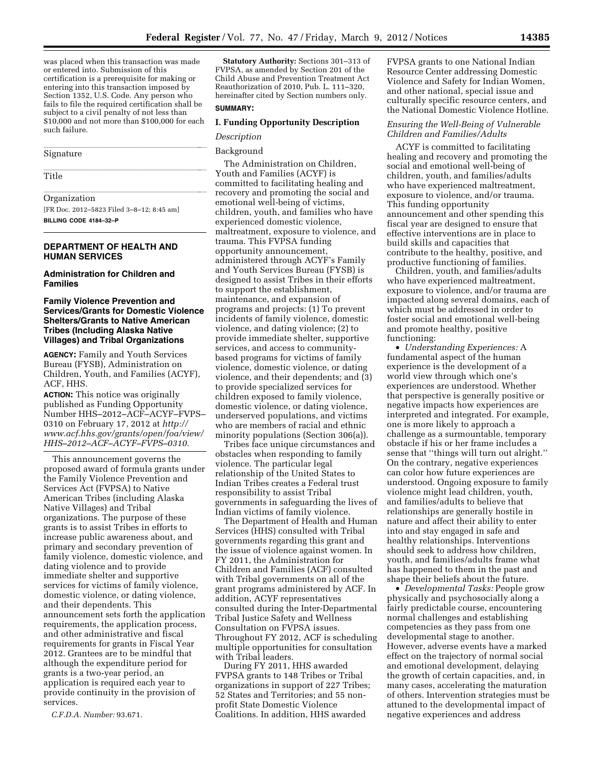was placed when this transaction was made or entered into. Submission of this certification is a prerequisite for making or entering into this transaction imposed by Section 1352, U.S. Code. Any person who fails to file the required certification shall be subject to a civil penalty of not less than $10,000 and not more than $100,000 for each such failure.

Signature

Title

Organization

[FR Doc. 2012–5823 Filed 3–8–12; 8:45 am]

**BILLING CODE 4184–32–P**

## DEPARTMENT OF HEALTH AND HUMAN SERVICES

### Administration for Children and Families

### Family Violence Prevention and Services/Grants for Domestic Violence Shelters/Grants to Native American Tribes (Including Alaska Native Villages) and Tribal Organizations

**AGENCY:** Family and Youth Services Bureau (FYSB), Administration on Children, Youth, and Families (ACYF), ACF, HHS.

**ACTION:** This notice was originally published as Funding Opportunity Number HHS–2012–ACF–ACYF–FVPS–0310 on February 17, 2012 at *http://www.acf.hhs.gov/grants/open/foa/view/HHS–2012–ACF–ACYF–FVPS–0310.*

This announcement governs the proposed award of formula grants under the Family Violence Prevention and Services Act (FVPSA) to Native American Tribes (including Alaska Native Villages) and Tribal organizations. The purpose of these grants is to assist Tribes in efforts to increase public awareness about, and primary and secondary prevention of family violence, domestic violence, and dating violence and to provide immediate shelter and supportive services for victims of family violence, domestic violence, or dating violence, and their dependents. This announcement sets forth the application requirements, the application process, and other administrative and fiscal requirements for grants in Fiscal Year 2012. Grantees are to be mindful that although the expenditure period for grants is a two-year period, an application is required each year to provide continuity in the provision of services.

*C.F.D.A. Number:* 93.671.

**Statutory Authority:** Sections 301–313 of FVPSA, as amended by Section 201 of the Child Abuse and Prevention Treatment Act Reauthorization of 2010, Pub. L. 111–320, hereinafter cited by Section numbers only.

**SUMMARY:**

**I. Funding Opportunity Description**

*Description*

Background

The Administration on Children, Youth and Families (ACYF) is committed to facilitating healing and recovery and promoting the social and emotional well-being of victims, children, youth, and families who have experienced domestic violence, maltreatment, exposure to violence, and trauma. This FVPSA funding opportunity announcement, administered through ACYF's Family and Youth Services Bureau (FYSB) is designed to assist Tribes in their efforts to support the establishment, maintenance, and expansion of programs and projects: (1) To prevent incidents of family violence, domestic violence, and dating violence; (2) to provide immediate shelter, supportive services, and access to community-based programs for victims of family violence, domestic violence, or dating violence, and their dependents; and (3) to provide specialized services for children exposed to family violence, domestic violence, or dating violence, underserved populations, and victims who are members of racial and ethnic minority populations (Section 306(a)).

Tribes face unique circumstances and obstacles when responding to family violence. The particular legal relationship of the United States to Indian Tribes creates a Federal trust responsibility to assist Tribal governments in safeguarding the lives of Indian victims of family violence.

The Department of Health and Human Services (HHS) consulted with Tribal governments regarding this grant and the issue of violence against women. In FY 2011, the Administration for Children and Families (ACF) consulted with Tribal governments on all of the grant programs administered by ACF. In addition, ACYF representatives consulted during the Inter-Departmental Tribal Justice Safety and Wellness Consultation on FVPSA issues. Throughout FY 2012, ACF is scheduling multiple opportunities for consultation with Tribal leaders.

During FY 2011, HHS awarded FVPSA grants to 148 Tribes or Tribal organizations in support of 227 Tribes; 52 States and Territories; and 55 non-profit State Domestic Violence Coalitions. In addition, HHS awarded FVPSA grants to one National Indian Resource Center addressing Domestic Violence and Safety for Indian Women, and other national, special issue and culturally specific resource centers, and the National Domestic Violence Hotline.

*Ensuring the Well-Being of Vulnerable Children and Families/Adults*

ACYF is committed to facilitating healing and recovery and promoting the social and emotional well-being of children, youth, and families/adults who have experienced maltreatment, exposure to violence, and/or trauma. This funding opportunity announcement and other spending this fiscal year are designed to ensure that effective interventions are in place to build skills and capacities that contribute to the healthy, positive, and productive functioning of families.

Children, youth, and families/adults who have experienced maltreatment, exposure to violence, and/or trauma are impacted along several domains, each of which must be addressed in order to foster social and emotional well-being and promote healthy, positive functioning:

- *Understanding Experiences:* A fundamental aspect of the human experience is the development of a world view through which one's experiences are understood. Whether that perspective is generally positive or negative impacts how experiences are interpreted and integrated. For example, one is more likely to approach a challenge as a surmountable, temporary obstacle if his or her frame includes a sense that ''things will turn out alright.'' On the contrary, negative experiences can color how future experiences are understood. Ongoing exposure to family violence might lead children, youth, and families/adults to believe that relationships are generally hostile in nature and affect their ability to enter into and stay engaged in safe and healthy relationships. Interventions should seek to address how children, youth, and families/adults frame what has happened to them in the past and shape their beliefs about the future.
- *Developmental Tasks:* People grow physically and psychosocially along a fairly predictable course, encountering normal challenges and establishing competencies as they pass from one developmental stage to another. However, adverse events have a marked effect on the trajectory of normal social and emotional development, delaying the growth of certain capacities, and, in many cases, accelerating the maturation of others. Intervention strategies must be attuned to the developmental impact of negative experiences and address